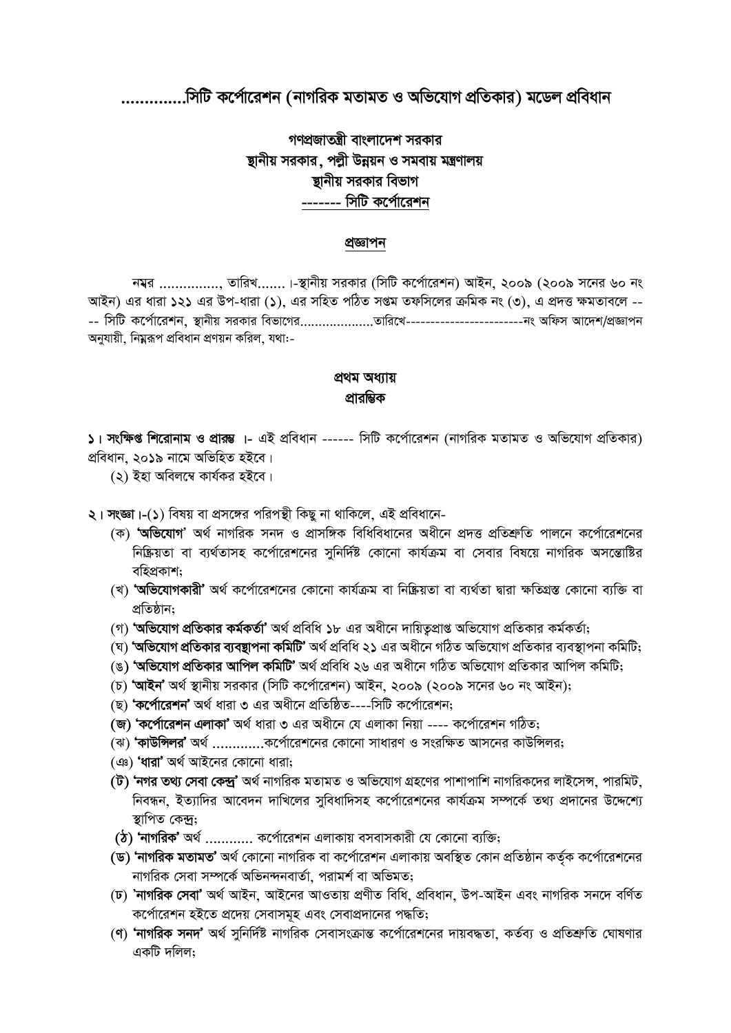# .............সিটি কর্পোরেশন (নাগরিক মতামত ও অভিযোগ প্রতিকার) মডেল প্রবিধান

**গণপ্রজাতন্ত্রী বাংলাদেশ সরকার**
**স্থানীয় সরকার, পল্লী উন্নয়ন ও সমবায় মন্ত্রণালয়**
**স্থানীয় সরকার বিভাগ**
**------- সিটি কর্পোরেশন**

**প্রজ্ঞাপন**

নম্বর ..............., তারিখ...... ।-স্থানীয় সরকার (সিটি কর্পোরেশন) আইন, ২০০৯ (২০০৯ সনের ৬০ নং আইন) এর ধারা ১২১ এর উপ-ধারা (১), এর সহিত পঠিত সপ্তম তফসিলের ক্রমিক নং (৩), এ প্রদত্ত ক্ষমতাবলে -- -- সিটি কর্পোরেশন, স্থানীয় সরকার বিভাগের...................তারিখে------------------------নং অফিস আদেশ/প্রজ্ঞাপন অনুযায়ী, নিম্নরূপ প্রবিধান প্রণয়ন করিল, যথা:-

## প্রথম অধ্যায়
## প্রারম্ভিক

**১। সংক্ষিপ্ত শিরোনাম ও প্রারম্ভ ।**- এই প্রবিধান ------ সিটি কর্পোরেশন (নাগরিক মতামত ও অভিযোগ প্রতিকার) প্রবিধান, ২০১৯ নামে অভিহিত হইবে।

(২) ইহা অবিলম্বে কার্যকর হইবে।

**২। সংজ্ঞা।**-(১) বিষয় বা প্রসঙ্গের পরিপন্থী কিছু না থাকিলে, এই প্রবিধানে-

(ক) **'অভিযোগ'** অর্থ নাগরিক সনদ ও প্রাসঙ্গিক বিধিবিধানের অধীনে প্রদত্ত প্রতিশ্রুতি পালনে কর্পোরেশনের নিষ্ক্রিয়তা বা ব্যর্থতাসহ কর্পোরেশনের সুনির্দিষ্ট কোনো কার্যক্রম বা সেবার বিষয়ে নাগরিক অসন্তোষ্টির বহিপ্রকাশ;

(খ) **'অভিযোগকারী'** অর্থ কর্পোরেশনের কোনো কার্যক্রম বা নিষ্ক্রিয়তা বা ব্যর্থতা দ্বারা ক্ষতিগ্রস্ত কোনো ব্যক্তি বা প্রতিষ্ঠান;

(গ) **'অভিযোগ প্রতিকার কর্মকর্তা'** অর্থ প্রবিধি ১৮ এর অধীনে দায়িত্বপ্রাপ্ত অভিযোগ প্রতিকার কর্মকর্তা;

(ঘ) **'অভিযোগ প্রতিকার ব্যবস্থাপনা কমিটি'** অর্থ প্রবিধি ২১ এর অধীনে গঠিত অভিযোগ প্রতিকার ব্যবস্থাপনা কমিটি;

(ঙ) **'অভিযোগ প্রতিকার আপিল কমিটি'** অর্থ প্রবিধি ২৬ এর অধীনে গঠিত অভিযোগ প্রতিকার আপিল কমিটি;

(চ) **'আইন'** অর্থ স্থানীয় সরকার (সিটি কর্পোরেশন) আইন, ২০০৯ (২০০৯ সনের ৬০ নং আইন);

(ছ) **'কর্পোরেশন'** অর্থ ধারা ৩ এর অধীনে প্রতিষ্ঠিত----সিটি কর্পোরেশন;

**(জ) 'কর্পোরেশন এলাকা'** অর্থ ধারা ৩ এর অধীনে যে এলাকা নিয়া ---- কর্পোরেশন গঠিত;

(ঝ) **'কাউন্সিলর'** অর্থ ............কর্পোরেশনের কোনো সাধারণ ও সংরক্ষিত আসনের কাউন্সিলর;

(ঞ) **'ধারা'** অর্থ আইনের কোনো ধারা;

**(ট) 'নগর তথ্য সেবা কেন্দ্র'** অর্থ নাগরিক মতামত ও অভিযোগ গ্রহণের পাশাপাশি নাগরিকদের লাইসেন্স, পারমিট, নিবন্ধন, ইত্যাদির আবেদন দাখিলের সুবিধাদিসহ কর্পোরেশনের কার্যক্রম সম্পর্কে তথ্য প্রদানের উদ্দেশ্যে স্থাপিত কেন্দ্র;

**(ঠ) 'নাগরিক'** অর্থ ........... কর্পোরেশন এলাকায় বসবাসকারী যে কোনো ব্যক্তি;

**(ড) 'নাগরিক মতামত'** অর্থ কোনো নাগরিক বা কর্পোরেশন এলাকায় অবস্থিত কোন প্রতিষ্ঠান কর্তৃক কর্পোরেশনের নাগরিক সেবা সম্পর্কে অভিনন্দনবার্তা, পরামর্শ বা অভিমত;

**(ঢ) 'নাগরিক সেবা'** অর্থ আইন, আইনের আওতায় প্রণীত বিধি, প্রবিধান, উপ-আইন এবং নাগরিক সনদে বর্ণিত কর্পোরেশন হইতে প্রদেয় সেবাসমূহ এবং সেবাপ্রদানের পদ্ধতি;

**(ণ) 'নাগরিক সনদ'** অর্থ সুনির্দিষ্ট নাগরিক সেবাসংক্রান্ত কর্পোরেশনের দায়বদ্ধতা, কর্তব্য ও প্রতিশ্রুতি ঘোষণার একটি দলিল;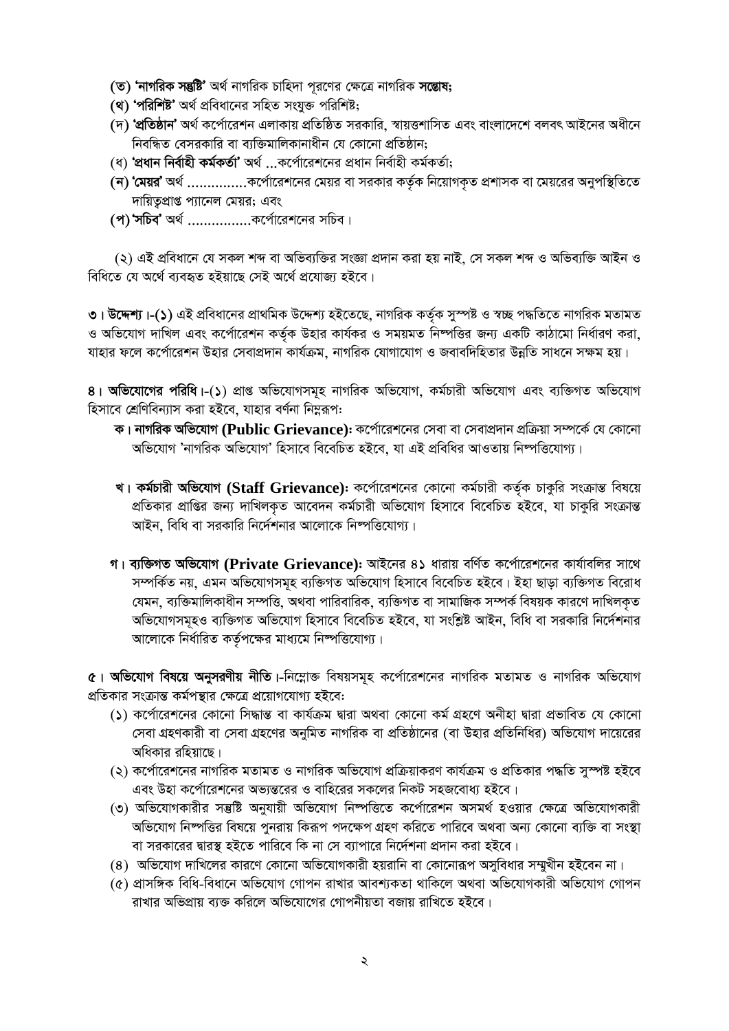(ত) **'নাগরিক সন্তুষ্টি'** অর্থ নাগরিক চাহিদা পূরণের ক্ষেত্রে নাগরিক **সন্তোষ;**

(থ) **'পরিশিষ্ট'** অর্থ প্রবিধানের সহিত সংযুক্ত পরিশিষ্ট;

(দ) **'প্রতিষ্ঠান'** অর্থ কর্পোরেশন এলাকায় প্রতিষ্ঠিত সরকারি, স্বায়ত্তশাসিত এবং বাংলাদেশে বলবৎ আইনের অধীনে নিবন্ধিত বেসরকারি বা ব্যক্তিমালিকানাধীন যে কোনো প্রতিষ্ঠান;

(ধ) **'প্রধান নির্বাহী কর্মকর্তা'** অর্থ ...কর্পোরেশনের প্রধান নির্বাহী কর্মকর্তা;

(ন) **'মেয়র'** অর্থ ..............কর্পোরেশনের মেয়র বা সরকার কর্তৃক নিয়োগকৃত প্রশাসক বা মেয়রের অনুপস্থিতিতে দায়িত্বপ্রাপ্ত প্যানেল মেয়র; এবং

(প) **'সচিব'** অর্থ ...............কর্পোরেশনের সচিব।

(২) এই প্রবিধানে যে সকল শব্দ বা অভিব্যক্তির সংজ্ঞা প্রদান করা হয় নাই, সে সকল শব্দ ও অভিব্যক্তি আইন ও বিধিতে যে অর্থে ব্যবহৃত হইয়াছে সেই অর্থে প্রযোজ্য হইবে।

**৩। উদ্দেশ্য।-(১)** এই প্রবিধানের প্রাথমিক উদ্দেশ্য হইতেছে, নাগরিক কর্তৃক সুস্পষ্ট ও স্বচ্ছ পদ্ধতিতে নাগরিক মতামত ও অভিযোগ দাখিল এবং কর্পোরেশন কর্তৃক উহার কার্যকর ও সময়মত নিষ্পত্তির জন্য একটি কাঠামো নির্ধারণ করা, যাহার ফলে কর্পোরেশন উহার সেবাপ্রদান কার্যক্রম, নাগরিক যোগাযোগ ও জবাবদিহিতার উন্নতি সাধনে সক্ষম হয়।

**৪। অভিযোগের পরিধি।**-(১) প্রাপ্ত অভিযোগসমূহ নাগরিক অভিযোগ, কর্মচারী অভিযোগ এবং ব্যক্তিগত অভিযোগ হিসাবে শ্রেণিবিন্যাস করা হইবে, যাহার বর্ণনা নিম্নরূপঃ

**ক। নাগরিক অভিযোগ (Public Grievance):** কর্পোরেশনের সেবা বা সেবাপ্রদান প্রক্রিয়া সম্পর্কে যে কোনো অভিযোগ 'নাগরিক অভিযোগ' হিসাবে বিবেচিত হইবে, যা এই প্রবিধির আওতায় নিষ্পত্তিযোগ্য।

**খ। কর্মচারী অভিযোগ (Staff Grievance):** কর্পোরেশনের কোনো কর্মচারী কর্তৃক চাকুরি সংক্রান্ত বিষয়ে প্রতিকার প্রাপ্তির জন্য দাখিলকৃত আবেদন কর্মচারী অভিযোগ হিসাবে বিবেচিত হইবে, যা চাকুরি সংক্রান্ত আইন, বিধি বা সরকারি নির্দেশনার আলোকে নিষ্পত্তিযোগ্য।

**গ। ব্যক্তিগত অভিযোগ (Private Grievance):** আইনের ৪১ ধারায় বর্ণিত কর্পোরেশনের কার্যাবলির সাথে সম্পর্কিত নয়, এমন অভিযোগসমূহ ব্যক্তিগত অভিযোগ হিসাবে বিবেচিত হইবে। ইহা ছাড়া ব্যক্তিগত বিরোধ যেমন, ব্যক্তিমালিকাধীন সম্পত্তি, অথবা পারিবারিক, ব্যক্তিগত বা সামাজিক সম্পর্ক বিষয়ক কারণে দাখিলকৃত অভিযোগসমূহও ব্যক্তিগত অভিযোগ হিসাবে বিবেচিত হইবে, যা সংশ্লিষ্ট আইন, বিধি বা সরকারি নির্দেশনার আলোকে নির্ধারিত কর্তৃপক্ষের মাধ্যমে নিষ্পত্তিযোগ্য।

**৫। অভিযোগ বিষয়ে অনুসরণীয় নীতি।**-নিম্নোক্ত বিষয়সমূহ কর্পোরেশনের নাগরিক মতামত ও নাগরিক অভিযোগ প্রতিকার সংক্রান্ত কর্মপন্থার ক্ষেত্রে প্রয়োগযোগ্য হইবে:

(১) কর্পোরেশনের কোনো সিদ্ধান্ত বা কার্যক্রম দ্বারা অথবা কোনো কর্ম গ্রহণে অনীহা দ্বারা প্রভাবিত যে কোনো সেবা গ্রহণকারী বা সেবা গ্রহণের অনুমিত নাগরিক বা প্রতিষ্ঠানের (বা উহার প্রতিনিধির) অভিযোগ দায়েরের অধিকার রহিয়াছে।

(২) কর্পোরেশনের নাগরিক মতামত ও নাগরিক অভিযোগ প্রক্রিয়াকরণ কার্যক্রম ও প্রতিকার পদ্ধতি সুস্পষ্ট হইবে এবং উহা কর্পোরেশনের অভ্যন্তরের ও বাহিরের সকলের নিকট সহজবোধ্য হইবে।

(৩) অভিযোগকারীর সন্তুষ্টি অনুযায়ী অভিযোগ নিষ্পত্তিতে কর্পোরেশন অসমর্থ হওয়ার ক্ষেত্রে অভিযোগকারী অভিযোগ নিষ্পত্তির বিষয়ে পুনরায় কিরূপ পদক্ষেপ গ্রহণ করিতে পারিবে অথবা অন্য কোনো ব্যক্তি বা সংস্থা বা সরকারের দ্বারস্থ হইতে পারিবে কি না সে ব্যাপারে নির্দেশনা প্রদান করা হইবে।

(৪) অভিযোগ দাখিলের কারণে কোনো অভিযোগকারী হয়রানি বা কোনোরূপ অসুবিধার সম্মুখীন হইবেন না।

(৫) প্রাসঙ্গিক বিধি-বিধানে অভিযোগ গোপন রাখার আবশ্যকতা থাকিলে অথবা অভিযোগকারী অভিযোগ গোপন রাখার অভিপ্রায় ব্যক্ত করিলে অভিযোগের গোপনীয়তা বজায় রাখিতে হইবে।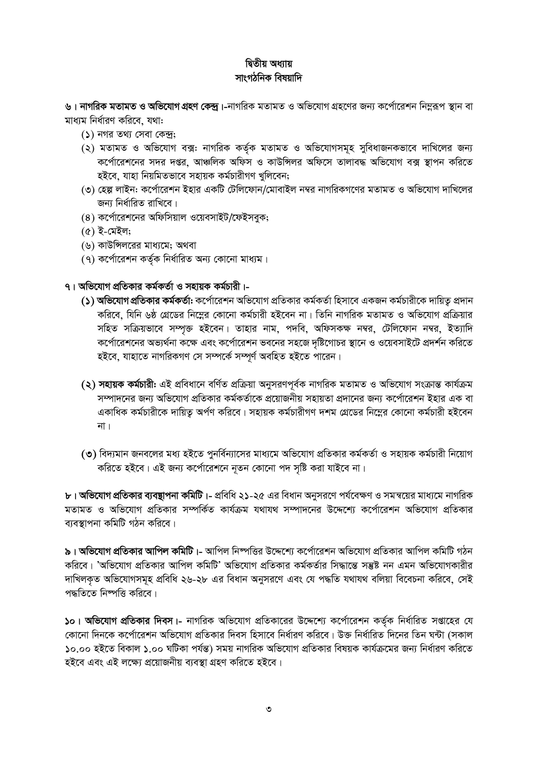## দ্বিতীয় অধ্যায়
## সাংগঠনিক বিষয়াদি

**৬। নাগরিক মতামত ও অভিযোগ গ্রহণ কেন্দ্র।**-নাগরিক মতামত ও অভিযোগ গ্রহণের জন্য কর্পোরেশন নিম্নরূপ স্থান বা মাধ্যম নির্ধারণ করিবে, যথা:

(১) নগর তথ্য সেবা কেন্দ্র;

(২) মতামত ও অভিযোগ বক্স: নাগরিক কর্তৃক মতামত ও অভিযোগসমূহ সুবিধাজনকভাবে দাখিলের জন্য কর্পোরেশনের সদর দপ্তর, আঞ্চলিক অফিস ও কাউন্সিলর অফিসে তালাবদ্ধ অভিযোগ বক্স স্থাপন করিতে হইবে, যাহা নিয়মিতভাবে সহায়ক কর্মচারীগণ খুলিবেন;

(৩) হেল্প লাইন: কর্পোরেশন ইহার একটি টেলিফোন/মোবাইল নম্বর নাগরিকগণের মতামত ও অভিযোগ দাখিলের জন্য নির্ধারিত রাখিবে।

(৪) কর্পোরেশনের অফিসিয়াল ওয়েবসাইট/ফেইসবুক;

(৫) ই-মেইল;

(৬) কাউন্সিলরের মাধ্যমে; অথবা

(৭) কর্পোরেশন কর্তৃক নির্ধারিত অন্য কোনো মাধ্যম।

**৭। অভিযোগ প্রতিকার কর্মকর্তা ও সহায়ক কর্মচারী।**-

**(১) অভিযোগ প্রতিকার কর্মকর্তা:** কর্পোরেশন অভিযোগ প্রতিকার কর্মকর্তা হিসাবে একজন কর্মচারীকে দায়িত্ব প্রদান করিবে, যিনি ৬ষ্ঠ গ্রেডের নিম্নের কোনো কর্মচারী হইবেন না। তিনি নাগরিক মতামত ও অভিযোগ প্রক্রিয়ার সহিত সক্রিয়ভাবে সম্পৃক্ত হইবেন। তাহার নাম, পদবি, অফিসকক্ষ নম্বর, টেলিফোন নম্বর, ইত্যাদি কর্পোরেশনের অভ্যর্থনা কক্ষে এবং কর্পোরেশন ভবনের সহজে দৃষ্টিগোচর স্থানে ও ওয়েবসাইটে প্রদর্শন করিতে হইবে, যাহাতে নাগরিকগণ সে সম্পর্কে সম্পূর্ণ অবহিত হইতে পারেন।

**(২) সহায়ক কর্মচারী:** এই প্রবিধানে বর্ণিত প্রক্রিয়া অনুসরণপূর্বক নাগরিক মতামত ও অভিযোগ সংক্রান্ত কার্যক্রম সম্পাদনের জন্য অভিযোগ প্রতিকার কর্মকর্তাকে প্রয়োজনীয় সহায়তা প্রদানের জন্য কর্পোরেশন ইহার এক বা একাধিক কর্মচারীকে দায়িত্ব অর্পণ করিবে। সহায়ক কর্মচারীগণ দশম গ্রেডের নিম্নের কোনো কর্মচারী হইবেন না।

**(৩)** বিদ্যমান জনবলের মধ্য হইতে পুনর্বিন্যাসের মাধ্যমে অভিযোগ প্রতিকার কর্মকর্তা ও সহায়ক কর্মচারী নিয়োগ করিতে হইবে। এই জন্য কর্পোরেশনে নূতন কোনো পদ সৃষ্টি করা যাইবে না।

**৮। অভিযোগ প্রতিকার ব্যবস্থাপনা কমিটি।**- প্রবিধি ২১-২৫ এর বিধান অনুসরণে পর্যবেক্ষণ ও সমন্বয়ের মাধ্যমে নাগরিক মতামত ও অভিযোগ প্রতিকার সম্পর্কিত কার্যক্রম যথাযথ সম্পাদনের উদ্দেশ্যে কর্পোরেশন অভিযোগ প্রতিকার ব্যবস্থাপনা কমিটি গঠন করিবে।

**৯। অভিযোগ প্রতিকার আপিল কমিটি।**- আপিল নিষ্পত্তির উদ্দেশ্যে কর্পোরেশন অভিযোগ প্রতিকার আপিল কমিটি গঠন করিবে। 'অভিযোগ প্রতিকার আপিল কমিটি' অভিযোগ প্রতিকার কর্মকর্তার সিদ্ধান্তে সন্তুষ্ট নন এমন অভিযোগকারীর দাখিলকৃত অভিযোগসমূহ প্রবিধি ২৬-২৮ এর বিধান অনুসরণে এবং যে পদ্ধতি যথাযথ বলিয়া বিবেচনা করিবে, সেই পদ্ধতিতে নিষ্পত্তি করিবে।

**১০। অভিযোগ প্রতিকার দিবস।**- নাগরিক অভিযোগ প্রতিকারের উদ্দেশ্যে কর্পোরেশন কর্তৃক নির্ধারিত সপ্তাহের যে কোনো দিনকে কর্পোরেশন অভিযোগ প্রতিকার দিবস হিসাবে নির্ধারণ করিবে। উক্ত নির্ধারিত দিনের তিন ঘন্টা (সকাল ১০.০০ হইতে বিকাল ১.০০ ঘটিকা পর্যন্ত) সময় নাগরিক অভিযোগ প্রতিকার বিষয়ক কার্যক্রমের জন্য নির্ধারণ করিতে হইবে এবং এই লক্ষ্যে প্রয়োজনীয় ব্যবস্থা গ্রহণ করিতে হইবে।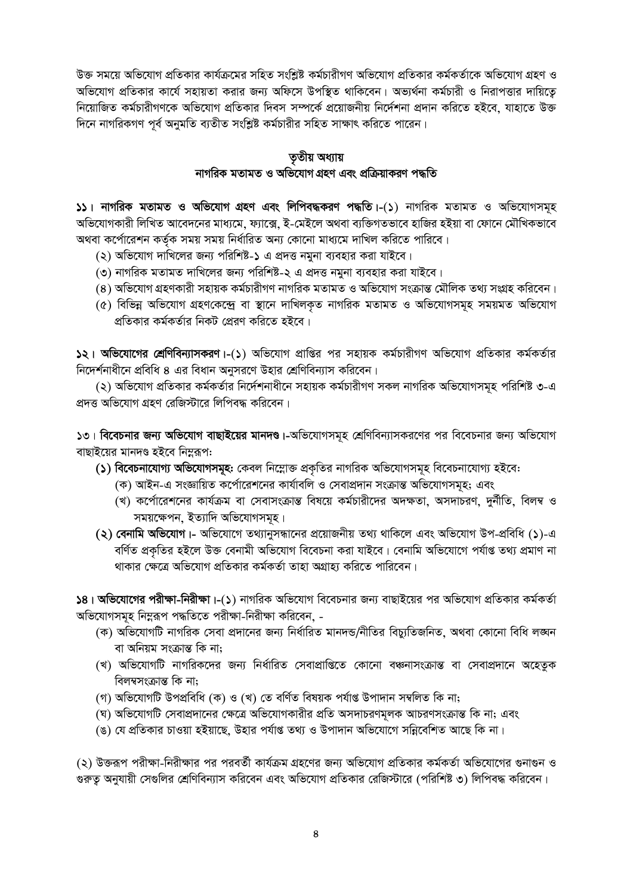উক্ত সময়ে অভিযোগ প্রতিকার কার্যক্রমের সহিত সংশ্লিষ্ট কর্মচারীগণ অভিযোগ প্রতিকার কর্মকর্তাকে অভিযোগ গ্রহণ ও অভিযোগ প্রতিকার কার্যে সহায়তা করার জন্য অফিসে উপস্থিত থাকিবেন। অভ্যর্থনা কর্মচারী ও নিরাপত্তার দায়িত্বে নিয়োজিত কর্মচারীগণকে অভিযোগ প্রতিকার দিবস সম্পর্কে প্রয়োজনীয় নির্দেশনা প্রদান করিতে হইবে, যাহাতে উক্ত দিনে নাগরিকগণ পূর্ব অনুমতি ব্যতীত সংশ্লিষ্ট কর্মচারীর সহিত সাক্ষাৎ করিতে পারেন।

## তৃতীয় অধ্যায়
## নাগরিক মতামত ও অভিযোগ গ্রহণ এবং প্রক্রিয়াকরণ পদ্ধতি

**১১। নাগরিক মতামত ও অভিযোগ গ্রহণ এবং লিপিবদ্ধকরণ পদ্ধতি।**-(১) নাগরিক মতামত ও অভিযোগসমূহ অভিযোগকারী লিখিত আবেদনের মাধ্যমে, ফ্যাক্সে, ই-মেইলে অথবা ব্যক্তিগতভাবে হাজির হইয়া বা ফোনে মৌখিকভাবে অথবা কর্পোরেশন কর্তৃক সময় সময় নির্ধারিত অন্য কোনো মাধ্যমে দাখিল করিতে পারিবে।

(২) অভিযোগ দাখিলের জন্য পরিশিষ্ট-১ এ প্রদত্ত নমুনা ব্যবহার করা যাইবে।

(৩) নাগরিক মতামত দাখিলের জন্য পরিশিষ্ট-২ এ প্রদত্ত নমুনা ব্যবহার করা যাইবে।

(৪) অভিযোগ গ্রহণকারী সহায়ক কর্মচারীগণ নাগরিক মতামত ও অভিযোগ সংক্রান্ত মৌলিক তথ্য সংগ্রহ করিবেন।

(৫) বিভিন্ন অভিযোগ গ্রহণকেন্দ্রে বা স্থানে দাখিলকৃত নাগরিক মতামত ও অভিযোগসমূহ সময়মত অভিযোগ প্রতিকার কর্মকর্তার নিকট প্রেরণ করিতে হইবে।

**১২। অভিযোগের শ্রেণিবিন্যাসকরণ।**-(১) অভিযোগ প্রাপ্তির পর সহায়ক কর্মচারীগণ অভিযোগ প্রতিকার কর্মকর্তার নির্দেশনাধীনে প্রবিধি ৪ এর বিধান অনুসরণে উহার শ্রেণিবিন্যাস করিবেন।

(২) অভিযোগ প্রতিকার কর্মকর্তার নির্দেশনাধীনে সহায়ক কর্মচারীগণ সকল নাগরিক অভিযোগসমূহ পরিশিষ্ট ৩-এ প্রদত্ত অভিযোগ গ্রহণ রেজিস্টারে লিপিবদ্ধ করিবেন।

**১৩। বিবেচনার জন্য অভিযোগ বাছাইয়ের মানদণ্ড।**-অভিযোগসমূহ শ্রেণিবিন্যাসকরণের পর বিবেচনার জন্য অভিযোগ বাছাইয়ের মানদণ্ড হইবে নিম্নরূপঃ

**(১) বিবেচনাযোগ্য অভিযোগসমূহঃ** কেবল নিম্নোক্ত প্রকৃতির নাগরিক অভিযোগসমূহ বিবেচনাযোগ্য হইবেঃ

(ক) আইন-এ সংজ্ঞায়িত কর্পোরেশনের কার্যাবলি ও সেবাপ্রদান সংক্রান্ত অভিযোগসমূহ; এবং

(খ) কর্পোরেশনের কার্যক্রম বা সেবাসংক্রান্ত বিষয়ে কর্মচারীদের অদক্ষতা, অসদাচরণ, দুর্নীতি, বিলম্ব ও সময়ক্ষেপন, ইত্যাদি অভিযোগসমূহ।

**(২) বেনামি অভিযোগ।**- অভিযোগে তথ্যানুসন্ধানের প্রয়োজনীয় তথ্য থাকিলে এবং অভিযোগ উপ-প্রবিধি (১)-এ বর্ণিত প্রকৃতির হইলে উক্ত বেনামী অভিযোগ বিবেচনা করা যাইবে। বেনামি অভিযোগে পর্যাপ্ত তথ্য প্রমাণ না থাকার ক্ষেত্রে অভিযোগ প্রতিকার কর্মকর্তা তাহা অগ্রাহ্য করিতে পারিবেন।

**১৪। অভিযোগের পরীক্ষা-নিরীক্ষা।**-(১) নাগরিক অভিযোগ বিবেচনার জন্য বাছাইয়ের পর অভিযোগ প্রতিকার কর্মকর্তা অভিযোগসমূহ নিম্নরূপ পদ্ধতিতে পরীক্ষা-নিরীক্ষা করিবেন, -

(ক) অভিযোগটি নাগরিক সেবা প্রদানের জন্য নির্ধারিত মানদন্ড/নীতির বিচ্যুতিজনিত, অথবা কোনো বিধি লঙ্ঘন বা অনিয়ম সংক্রান্ত কি না;

(খ) অভিযোগটি নাগরিকদের জন্য নির্ধারিত সেবাপ্রাপ্তিতে কোনো বঞ্চনাসংক্রান্ত বা সেবাপ্রদানে অহেতুক বিলম্বসংক্রান্ত কি না;

(গ) অভিযোগটি উপপ্রবিধি (ক) ও (খ) তে বর্ণিত বিষয়ক পর্যাপ্ত উপাদান সম্বলিত কি না;

(ঘ) অভিযোগটি সেবাপ্রদানের ক্ষেত্রে অভিযোগকারীর প্রতি অসদাচরণমূলক আচরণসংক্রান্ত কি না; এবং

(ঙ) যে প্রতিকার চাওয়া হইয়াছে, উহার পর্যাপ্ত তথ্য ও উপাদান অভিযোগে সন্নিবেশিত আছে কি না।

(২) উক্তরূপ পরীক্ষা-নিরীক্ষার পর পরবর্তী কার্যক্রম গ্রহণের জন্য অভিযোগ প্রতিকার কর্মকর্তা অভিযোগের গুনাগুন ও গুরুত্ব অনুযায়ী সেগুলির শ্রেণিবিন্যাস করিবেন এবং অভিযোগ প্রতিকার রেজিস্টারে (পরিশিষ্ট ৩) লিপিবদ্ধ করিবেন।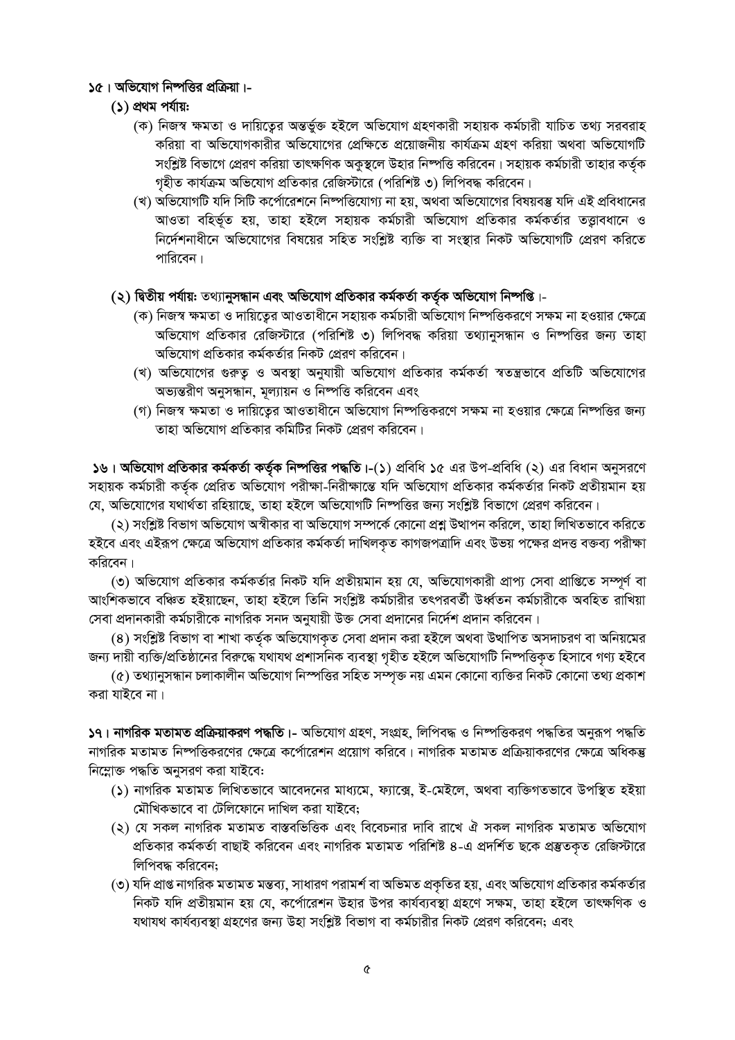**১৫। অভিযোগ নিষ্পত্তির প্রক্রিয়া।-**

**(১) প্রথম পর্যায়ঃ**

(ক) নিজস্ব ক্ষমতা ও দায়িত্বের অন্তর্ভুক্ত হইলে অভিযোগ গ্রহণকারী সহায়ক কর্মচারী যাচিত তথ্য সরবরাহ করিয়া বা অভিযোগকারীর অভিযোগের প্রেক্ষিতে প্রয়োজনীয় কার্যক্রম গ্রহণ করিয়া অথবা অভিযোগটি সংশ্লিষ্ট বিভাগে প্রেরণ করিয়া তাৎক্ষণিক অকুস্থলে উহার নিষ্পত্তি করিবেন। সহায়ক কর্মচারী তাহার কর্তৃক গৃহীত কার্যক্রম অভিযোগ প্রতিকার রেজিস্টারে (পরিশিষ্ট ৩) লিপিবদ্ধ করিবেন।

(খ) অভিযোগটি যদি সিটি কর্পোরেশনে নিষ্পত্তিযোগ্য না হয়, অথবা অভিযোগের বিষয়বস্তু যদি এই প্রবিধানের আওতা বহির্ভূত হয়, তাহা হইলে সহায়ক কর্মচারী অভিযোগ প্রতিকার কর্মকর্তার তত্ত্বাবধানে ও নির্দেশনাধীনে অভিযোগের বিষয়ের সহিত সংশ্লিষ্ট ব্যক্তি বা সংস্থার নিকট অভিযোগটি প্রেরণ করিতে পারিবেন।

**(২) দ্বিতীয় পর্যায়ঃ তথ্যানুসন্ধান এবং অভিযোগ প্রতিকার কর্মকর্তা কর্তৃক অভিযোগ নিষ্পত্তি।-**

(ক) নিজস্ব ক্ষমতা ও দায়িত্বের আওতাধীনে সহায়ক কর্মচারী অভিযোগ নিষ্পত্তিকরণে সক্ষম না হওয়ার ক্ষেত্রে অভিযোগ প্রতিকার রেজিস্টারে (পরিশিষ্ট ৩) লিপিবদ্ধ করিয়া তথ্যানুসন্ধান ও নিষ্পত্তির জন্য তাহা অভিযোগ প্রতিকার কর্মকর্তার নিকট প্রেরণ করিবেন।

(খ) অভিযোগের গুরুত্ব ও অবস্থা অনুযায়ী অভিযোগ প্রতিকার কর্মকর্তা স্বতন্ত্রভাবে প্রতিটি অভিযোগের অভ্যন্তরীণ অনুসন্ধান, মূল্যায়ন ও নিষ্পত্তি করিবেন এবং

(গ) নিজস্ব ক্ষমতা ও দায়িত্বের আওতাধীনে অভিযোগ নিষ্পত্তিকরণে সক্ষম না হওয়ার ক্ষেত্রে নিষ্পত্তির জন্য তাহা অভিযোগ প্রতিকার কমিটির নিকট প্রেরণ করিবেন।

**১৬। অভিযোগ প্রতিকার কর্মকর্তা কর্তৃক নিষ্পত্তির পদ্ধতি।**-(১) প্রবিধি ১৫ এর উপ-প্রবিধি (২) এর বিধান অনুসরণে সহায়ক কর্মচারী কর্তৃক প্রেরিত অভিযোগ পরীক্ষা-নিরীক্ষান্তে যদি অভিযোগ প্রতিকার কর্মকর্তার নিকট প্রতীয়মান হয় যে, অভিযোগের যথার্থতা রহিয়াছে, তাহা হইলে অভিযোগটি নিষ্পত্তির জন্য সংশ্লিষ্ট বিভাগে প্রেরণ করিবেন।

(২) সংশ্লিষ্ট বিভাগ অভিযোগ অস্বীকার বা অভিযোগ সম্পর্কে কোনো প্রশ্ন উত্থাপন করিলে, তাহা লিখিতভাবে করিতে হইবে এবং এইরূপ ক্ষেত্রে অভিযোগ প্রতিকার কর্মকর্তা দাখিলকৃত কাগজপত্রাদি এবং উভয় পক্ষের প্রদত্ত বক্তব্য পরীক্ষা করিবেন।

(৩) অভিযোগ প্রতিকার কর্মকর্তার নিকট যদি প্রতীয়মান হয় যে, অভিযোগকারী প্রাপ্য সেবা প্রাপ্তিতে সম্পূর্ণ বা আংশিকভাবে বঞ্চিত হইয়াছেন, তাহা হইলে তিনি সংশ্লিষ্ট কর্মচারীর তৎপরবর্তী উর্ধ্বতন কর্মচারীকে অবহিত রাখিয়া সেবা প্রদানকারী কর্মচারীকে নাগরিক সনদ অনুযায়ী উক্ত সেবা প্রদানের নির্দেশ প্রদান করিবেন।

(৪) সংশ্লিষ্ট বিভাগ বা শাখা কর্তৃক অভিযোগকৃত সেবা প্রদান করা হইলে অথবা উত্থাপিত অসদাচরণ বা অনিয়মের জন্য দায়ী ব্যক্তি/প্রতিষ্ঠানের বিরুদ্ধে যথাযথ প্রশাসনিক ব্যবস্থা গৃহীত হইলে অভিযোগটি নিষ্পত্তিকৃত হিসাবে গণ্য হইবে

(৫) তথ্যানুসন্ধান চলাকালীন অভিযোগ নিষ্পত্তির সহিত সম্পৃক্ত নয় এমন কোনো ব্যক্তির নিকট কোনো তথ্য প্রকাশ করা যাইবে না।

**১৭। নাগরিক মতামত প্রক্রিয়াকরণ পদ্ধতি।**- অভিযোগ গ্রহণ, সংগ্রহ, লিপিবদ্ধ ও নিষ্পত্তিকরণ পদ্ধতির অনুরূপ পদ্ধতি নাগরিক মতামত নিষ্পত্তিকরণের ক্ষেত্রে কর্পোরেশন প্রয়োগ করিবে। নাগরিক মতামত প্রক্রিয়াকরণের ক্ষেত্রে অধিকন্তু নিম্নোক্ত পদ্ধতি অনুসরণ করা যাইবেঃ

(১) নাগরিক মতামত লিখিতভাবে আবেদনের মাধ্যমে, ফ্যাক্সে, ই-মেইলে, অথবা ব্যক্তিগতভাবে উপস্থিত হইয়া মৌখিকভাবে বা টেলিফোনে দাখিল করা যাইবে;

(২) যে সকল নাগরিক মতামত বাস্তবভিত্তিক এবং বিবেচনার দাবি রাখে ঐ সকল নাগরিক মতামত অভিযোগ প্রতিকার কর্মকর্তা বাছাই করিবেন এবং নাগরিক মতামত পরিশিষ্ট ৪-এ প্রদর্শিত ছকে প্রস্তুতকৃত রেজিস্টারে লিপিবদ্ধ করিবেন;

(৩) যদি প্রাপ্ত নাগরিক মতামত মন্তব্য, সাধারণ পরামর্শ বা অভিমত প্রকৃতির হয়, এবং অভিযোগ প্রতিকার কর্মকর্তার নিকট যদি প্রতীয়মান হয় যে, কর্পোরেশন উহার উপর কার্যব্যবস্থা গ্রহণে সক্ষম, তাহা হইলে তাৎক্ষণিক ও যথাযথ কার্যব্যবস্থা গ্রহণের জন্য উহা সংশ্লিষ্ট বিভাগ বা কর্মচারীর নিকট প্রেরণ করিবেন; এবং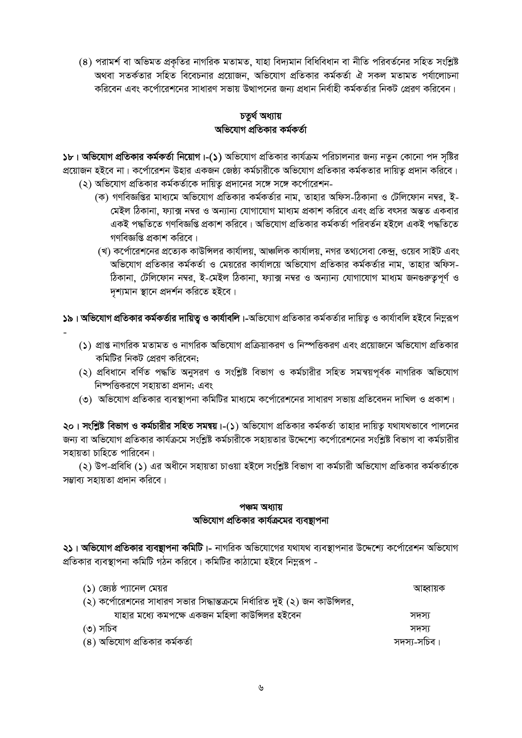(৪) পরামর্শ বা অভিমত প্রকৃতির নাগরিক মতামত, যাহা বিদ্যমান বিধিবিধান বা নীতি পরিবর্তনের সহিত সংশ্লিষ্ট অথবা সতর্কতার সহিত বিবেচনার প্রয়োজন, অভিযোগ প্রতিকার কর্মকর্তা ঐ সকল মতামত পর্যালোচনা করিবেন এবং কর্পোরেশনের সাধারণ সভায় উত্থাপনের জন্য প্রধান নির্বাহী কর্মকর্তার নিকট প্রেরণ করিবেন।

## চতুর্থ অধ্যায়
## অভিযোগ প্রতিকার কর্মকর্তা

**১৮। অভিযোগ প্রতিকার কর্মকর্তা নিয়োগ।-(১)** অভিযোগ প্রতিকার কার্যক্রম পরিচালনার জন্য নতুন কোনো পদ সৃষ্টির প্রয়োজন হইবে না। কর্পোরেশন উহার একজন জেষ্ঠ্য কর্মচারীকে অভিযোগ প্রতিকার কর্মকতার দায়িত্ব প্রদান করিবে।

(২) অভিযোগ প্রতিকার কর্মকর্তাকে দায়িত্ব প্রদানের সঙ্গে সঙ্গে কর্পোরেশন-

(ক) গণবিজ্ঞপ্তির মাধ্যমে অভিযোগ প্রতিকার কর্মকর্তার নাম, তাহার অফিস-ঠিকানা ও টেলিফোন নম্বর, ই-মেইল ঠিকানা, ফ্যাক্স নম্বর ও অন্যান্য যোগাযোগ মাধ্যম প্রকাশ করিবে এবং প্রতি বৎসর অন্তত একবার একই পদ্ধতিতে গণবিজ্ঞপ্তি প্রকাশ করিবে। অভিযোগ প্রতিকার কর্মকর্তা পরিবর্তন হইলে একই পদ্ধতিতে গণবিজ্ঞপ্তি প্রকাশ করিবে।

(খ) কর্পোরেশনের প্রত্যেক কাউন্সিলর কার্যালয়, আঞ্চলিক কার্যালয়, নগর তথ্যসেবা কেন্দ্র, ওয়েব সাইট এবং অভিযোগ প্রতিকার কর্মকর্তা ও মেয়রের কার্যালয়ে অভিযোগ প্রতিকার কর্মকর্তার নাম, তাহার অফিস-ঠিকানা, টেলিফোন নম্বর, ই-মেইল ঠিকানা, ফ্যাক্স নম্বর ও অন্যান্য যোগাযোগ মাধ্যম জনগুরুত্বপূর্ণ ও দৃশ্যমান স্থানে প্রদর্শন করিতে হইবে।

**১৯। অভিযোগ প্রতিকার কর্মকর্তার দায়িত্ব ও কার্যাবলি।**-অভিযোগ প্রতিকার কর্মকর্তার দায়িত্ব ও কার্যাবলি হইবে নিম্নরূপ -

(১) প্রাপ্ত নাগরিক মতামত ও নাগরিক অভিযোগ প্রক্রিয়াকরণ ও নিস্পত্তিকরণ এবং প্রয়োজনে অভিযোগ প্রতিকার কমিটির নিকট প্রেরণ করিবেন;

(২) প্রবিধানে বর্ণিত পদ্ধতি অনুসরণ ও সংশ্লিষ্ট বিভাগ ও কর্মচারীর সহিত সমন্বয়পূর্বক নাগরিক অভিযোগ নিস্পত্তিকরণে সহায়তা প্রদান; এবং

(৩) অভিযোগ প্রতিকার ব্যবস্থাপনা কমিটির মাধ্যমে কর্পোরেশনের সাধারণ সভায় প্রতিবেদন দাখিল ও প্রকাশ।

**২০। সংশ্লিষ্ট বিভাগ ও কর্মচারীর সহিত সমন্বয়।-**(১) অভিযোগ প্রতিকার কর্মকর্তা তাহার দায়িত্ব যথাযথভাবে পালনের জন্য বা অভিযোগ প্রতিকার কার্যক্রমে সংশ্লিষ্ট কর্মচারীকে সহায়তার উদ্দেশ্যে কর্পোরেশনের সংশ্লিষ্ট বিভাগ বা কর্মচারীর সহায়তা চাহিতে পারিবেন।

(২) উপ-প্রবিধি (১) এর অধীনে সহায়তা চাওয়া হইলে সংশ্লিষ্ট বিভাগ বা কর্মচারী অভিযোগ প্রতিকার কর্মকর্তাকে সম্ভাব্য সহায়তা প্রদান করিবে।

## পঞ্চম অধ্যায়
## অভিযোগ প্রতিকার কার্যক্রমের ব্যবস্থাপনা

**২১। অভিযোগ প্রতিকার ব্যবস্থাপনা কমিটি।-** নাগরিক অভিযোগের যথাযথ ব্যবস্থাপনার উদ্দেশ্যে কর্পোরেশন অভিযোগ প্রতিকার ব্যবস্থাপনা কমিটি গঠন করিবে। কমিটির কাঠামো হইবে নিম্নরূপ -

| | |
|---|---|
| (১) জ্যেষ্ঠ প্যানেল মেয়র | আহ্বায়ক |
| (২) কর্পোরেশনের সাধারণ সভার সিদ্ধান্তক্রমে নির্ধারিত দুই (২) জন কাউন্সিলর, যাহার মধ্যে কমপক্ষে একজন মহিলা কাউন্সিলর হইবেন | সদস্য |
| (৩) সচিব | সদস্য |
| (৪) অভিযোগ প্রতিকার কর্মকর্তা | সদস্য-সচিব। |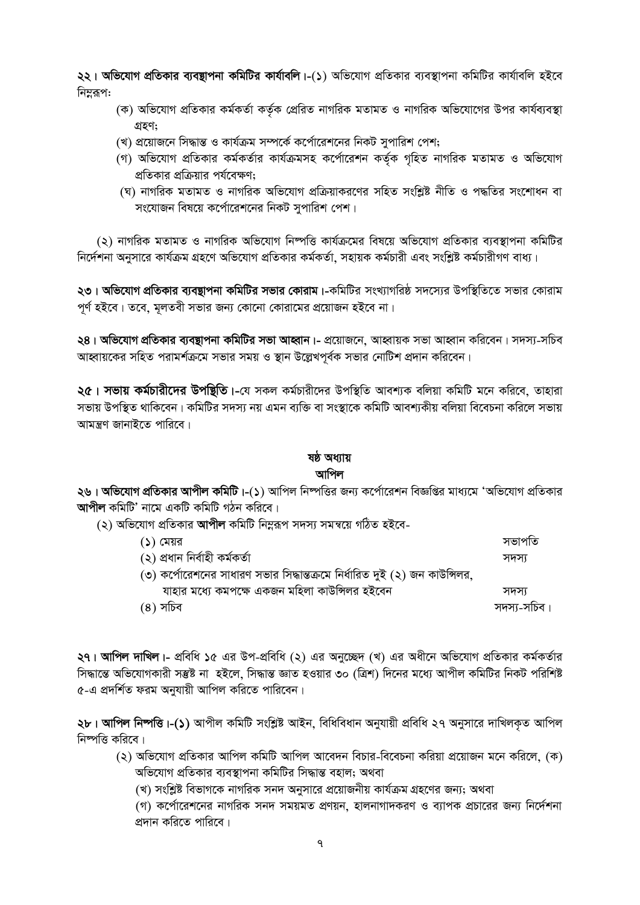**২২। অভিযোগ প্রতিকার ব্যবস্থাপনা কমিটির কার্যাবলি।**-(১) অভিযোগ প্রতিকার ব্যবস্থাপনা কমিটির কার্যাবলি হইবে নিম্নরূপ:

(ক) অভিযোগ প্রতিকার কর্মকর্তা কর্তৃক প্রেরিত নাগরিক মতামত ও নাগরিক অভিযোগের উপর কার্যব্যবস্থা গ্রহণ;

(খ) প্রয়োজনে সিদ্ধান্ত ও কার্যক্রম সম্পর্কে কর্পোরেশনের নিকট সুপারিশ পেশ;

(গ) অভিযোগ প্রতিকার কর্মকর্তার কার্যক্রমসহ কর্পোরেশন কর্তৃক গৃহিত নাগরিক মতামত ও অভিযোগ প্রতিকার প্রক্রিয়ার পর্যবেক্ষণ;

(ঘ) নাগরিক মতামত ও নাগরিক অভিযোগ প্রক্রিয়াকরণের সহিত সংশ্লিষ্ট নীতি ও পদ্ধতির সংশোধন বা সংযোজন বিষয়ে কর্পোরেশনের নিকট সুপারিশ পেশ।

(২) নাগরিক মতামত ও নাগরিক অভিযোগ নিষ্পত্তি কার্যক্রমের বিষয়ে অভিযোগ প্রতিকার ব্যবস্থাপনা কমিটির নির্দেশনা অনুসারে কার্যক্রম গ্রহণে অভিযোগ প্রতিকার কর্মকর্তা, সহায়ক কর্মচারী এবং সংশ্লিষ্ট কর্মচারীগণ বাধ্য।

**২৩। অভিযোগ প্রতিকার ব্যবস্থাপনা কমিটির সভার কোরাম।**-কমিটির সংখ্যাগরিষ্ঠ সদস্যের উপস্থিতিতে সভার কোরাম পূর্ণ হইবে। তবে, মূলতবী সভার জন্য কোনো কোরামের প্রয়োজন হইবে না।

**২৪। অভিযোগ প্রতিকার ব্যবস্থাপনা কমিটির সভা আহ্বান।**- প্রয়োজনে, আহ্বায়ক সভা আহ্বান করিবেন। সদস্য-সচিব আহ্বায়কের সহিত পরামর্শক্রমে সভার সময় ও স্থান উল্লেখপূর্বক সভার নোটিশ প্রদান করিবেন।

**২৫। সভায় কর্মচারীদের উপস্থিতি।**-যে সকল কর্মচারীদের উপস্থিতি আবশ্যক বলিয়া কমিটি মনে করিবে, তাহারা সভায় উপস্থিত থাকিবেন। কমিটির সদস্য নয় এমন ব্যক্তি বা সংস্থাকে কমিটি আবশ্যকীয় বলিয়া বিবেচনা করিলে সভায় আমন্ত্রণ জানাইতে পারিবে।

## ষষ্ঠ অধ্যায়
## আপিল

**২৬। অভিযোগ প্রতিকার আপীল কমিটি।**-(১) আপিল নিষ্পত্তির জন্য কর্পোরেশন বিজ্ঞপ্তির মাধ্যমে 'অভিযোগ প্রতিকার **আপীল** কমিটি' নামে একটি কমিটি গঠন করিবে।

(২) অভিযোগ প্রতিকার **আপীল** কমিটি নিম্নরূপ সদস্য সমন্বয়ে গঠিত হইবে-

| | |
|---|---|
| (১) মেয়র | সভাপতি |
| (২) প্রধান নির্বাহী কর্মকর্তা | সদস্য |
| (৩) কর্পোরেশনের সাধারণ সভার সিদ্ধান্তক্রমে নির্ধারিত দুই (২) জন কাউন্সিলর, যাহার মধ্যে কমপক্ষে একজন মহিলা কাউন্সিলর হইবেন | সদস্য |
| (৪) সচিব | সদস্য-সচিব। |

**২৭। আপিল দাখিল।**- প্রবিধি ১৫ এর উপ-প্রবিধি (২) এর অনুচ্ছেদ (খ) এর অধীনে অভিযোগ প্রতিকার কর্মকর্তার সিদ্ধান্তে অভিযোগকারী সন্তুষ্ট না হইলে, সিদ্ধান্ত জ্ঞাত হওয়ার ৩০ (ত্রিশ) দিনের মধ্যে আপীল কমিটির নিকট পরিশিষ্ট ৫-এ প্রদর্শিত ফরম অনুযায়ী আপিল করিতে পারিবেন।

**২৮। আপিল নিষ্পত্তি।-(১)** আপীল কমিটি সংশ্লিষ্ট আইন, বিধিবিধান অনুযায়ী প্রবিধি ২৭ অনুসারে দাখিলকৃত আপিল নিষ্পত্তি করিবে।

(২) অভিযোগ প্রতিকার আপিল কমিটি আপিল আবেদন বিচার-বিবেচনা করিয়া প্রয়োজন মনে করিলে, (ক) অভিযোগ প্রতিকার ব্যবস্থাপনা কমিটির সিদ্ধান্ত বহাল; অথবা

(খ) সংশ্লিষ্ট বিভাগকে নাগরিক সনদ অনুসারে প্রয়োজনীয় কার্যক্রম গ্রহণের জন্য; অথবা

(গ) কর্পোরেশনের নাগরিক সনদ সময়মত প্রণয়ন, হালনাগাদকরণ ও ব্যাপক প্রচারের জন্য নির্দেশনা প্রদান করিতে পারিবে।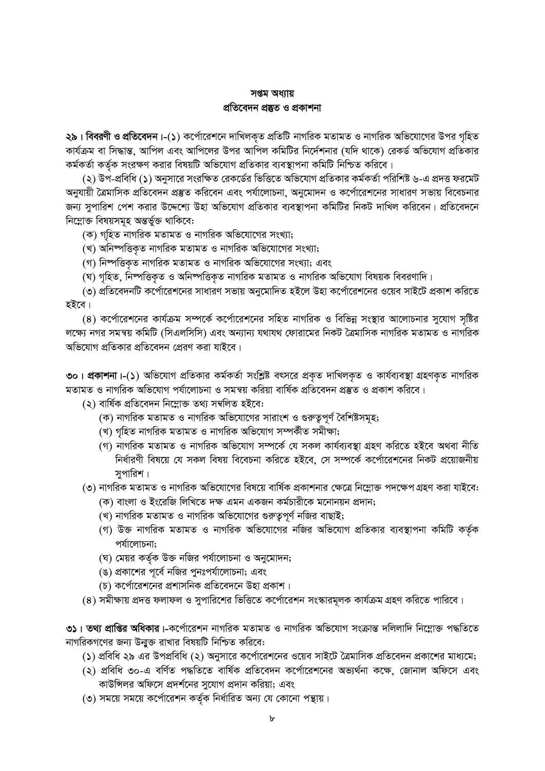## সপ্তম অধ্যায়
## প্রতিবেদন প্রস্তুত ও প্রকাশনা

**২৯। বিবরণী ও প্রতিবেদন।**-(১) কর্পোরেশনে দাখিলকৃত প্রতিটি নাগরিক মতামত ও নাগরিক অভিযোগের উপর গৃহিত কার্যক্রম বা সিদ্ধান্ত, আপিল এবং আপিলের উপর আপিল কমিটির নির্দেশনার (যদি থাকে) রেকর্ড অভিযোগ প্রতিকার কর্মকর্তা কর্তৃক সংরক্ষণ করার বিষয়টি অভিযোগ প্রতিকার ব্যবস্থাপনা কমিটি নিশ্চিত করিবে।

(২) উপ-প্রবিধি (১) অনুসারে সংরক্ষিত রেকর্ডের ভিত্তিতে অভিযোগ প্রতিকার কর্মকর্তা পরিশিষ্ট ৬-এ প্রদত্ত ফরমেট অনুযায়ী ত্রৈমাসিক প্রতিবেদন প্রস্তুত করিবেন এবং পর্যালোচনা, অনুমোদন ও কর্পোরেশনের সাধারণ সভায় বিবেচনার জন্য সুপারিশ পেশ করার উদ্দেশ্যে উহা অভিযোগ প্রতিকার ব্যবস্থাপনা কমিটির নিকট দাখিল করিবেন। প্রতিবেদনে নিম্নোক্ত বিষয়সমূহ অন্তর্ভুক্ত থাকিবে:

(ক) গৃহিত নাগরিক মতামত ও নাগরিক অভিযোগের সংখ্যা;
(খ) অনিষ্পত্তিকৃত নাগরিক মতামত ও নাগরিক অভিযোগের সংখ্যা;
(গ) নিষ্পত্তিকৃত নাগরিক মতামত ও নাগরিক অভিযোগের সংখ্যা; এবং
(ঘ) গৃহিত, নিষ্পত্তিকৃত ও অনিষ্পত্তিকৃত নাগরিক মতামত ও নাগরিক অভিযোগ বিষয়ক বিবরণাদি।

(৩) প্রতিবেদনটি কর্পোরেশনের সাধারণ সভায় অনুমোদিত হইলে উহা কর্পোরেশনের ওয়েব সাইটে প্রকাশ করিতে হইবে।

(৪) কর্পোরেশনের কার্যক্রম সম্পর্কে কর্পোরেশনের সহিত নাগরিক ও বিভিন্ন সংস্থার আলোচনার সুযোগ সৃষ্টির লক্ষ্যে নগর সমন্বয় কমিটি (সিএলসিসি) এবং অন্যান্য যথাযথ ফোরামের নিকট ত্রৈমাসিক নাগরিক মতামত ও নাগরিক অভিযোগ প্রতিকার প্রতিবেদন প্রেরণ করা যাইবে।

**৩০। প্রকাশনা।**-(১) অভিযোগ প্রতিকার কর্মকর্তা সংশ্লিষ্ট বৎসরে প্রকৃত দাখিলকৃত ও কার্যব্যবস্থা গ্রহণকৃত নাগরিক মতামত ও নাগরিক অভিযোগ পর্যালোচনা ও সমন্বয় করিয়া বার্ষিক প্রতিবেদন প্রস্তুত ও প্রকাশ করিবে।

(২) বার্ষিক প্রতিবেদন নিম্নোক্ত তথ্য সম্বলিত হইবে:

(ক) নাগরিক মতামত ও নাগরিক অভিযোগের সারাংশ ও গুরুত্বপূর্ণ বৈশিষ্টসমূহ;
(খ) গৃহিত নাগরিক মতামত ও নাগরিক অভিযোগ সম্পর্কীত সমীক্ষা;
(গ) নাগরিক মতামত ও নাগরিক অভিযোগ সম্পর্কে যে সকল কার্যব্যবস্থা গ্রহণ করিতে হইবে অথবা নীতি নির্ধারণী বিষয়ে যে সকল বিষয় বিবেচনা করিতে হইবে, সে সম্পর্কে কর্পোরেশনের নিকট প্রয়োজনীয় সুপারিশ।

(৩) নাগরিক মতামত ও নাগরিক অভিযোগের বিষয়ে বার্ষিক প্রকাশনার ক্ষেত্রে নিম্নোক্ত পদক্ষেপ গ্রহণ করা যাইবে:

(ক) বাংলা ও ইংরেজি লিখিতে দক্ষ এমন একজন কর্মচারীকে মনোনয়ন প্রদান;
(খ) নাগরিক মতামত ও নাগরিক অভিযোগের গুরুত্বপূর্ণ নজির বাছাই;
(গ) উক্ত নাগরিক মতামত ও নাগরিক অভিযোগের নজির অভিযোগ প্রতিকার ব্যবস্থাপনা কমিটি কর্তৃক পর্যালোচনা;
(ঘ) মেয়র কর্তৃক উক্ত নজির পর্যালোচনা ও অনুমোদন;
(ঙ) প্রকাশের পূর্বে নজির পুনঃপর্যালোচনা; এবং
(চ) কর্পোরেশনের প্রশাসনিক প্রতিবেদনে উহা প্রকাশ।

(৪) সমীক্ষায় প্রদত্ত ফলাফল ও সুপারিশের ভিত্তিতে কর্পোরেশন সংস্কারমূলক কার্যক্রম গ্রহণ করিতে পারিবে।

**৩১। তথ্য প্রাপ্তির অধিকার।**-কর্পোরেশন নাগরিক মতামত ও নাগরিক অভিযোগ সংক্রান্ত দলিলাদি নিম্নোক্ত পদ্ধতিতে নাগরিকগণের জন্য উন্মুক্ত রাখার বিষয়টি নিশ্চিত করিবে:

(১) প্রবিধি ২৯ এর উপপ্রবিধি (২) অনুসারে কর্পোরেশনের ওয়েব সাইটে ত্রৈমাসিক প্রতিবেদন প্রকাশের মাধ্যমে;
(২) প্রবিধি ৩০-এ বর্ণিত পদ্ধতিতে বার্ষিক প্রতিবেদন কর্পোরেশনের অভ্যর্থনা কক্ষে, জোনাল অফিসে এবং কাউন্সিলর অফিসে প্রদর্শনের সুযোগ প্রদান করিয়া; এবং
(৩) সময়ে সময়ে কর্পোরেশন কর্তৃক নির্ধারিত অন্য যে কোনো পন্থায়।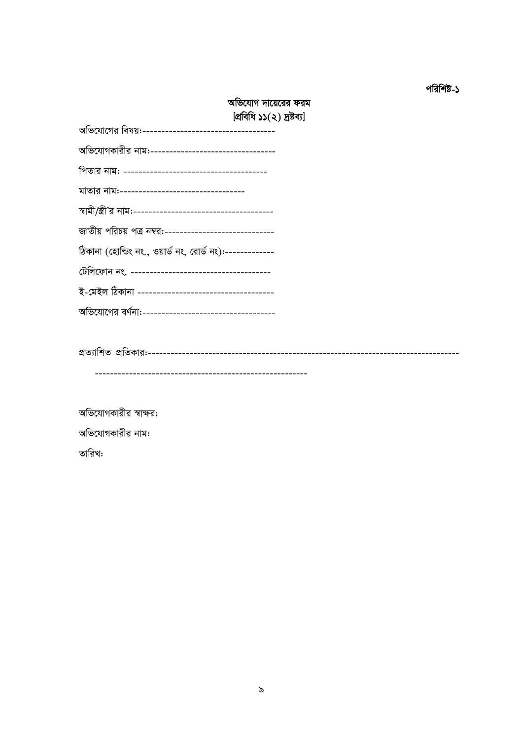**পরিশিষ্ট-১**

**অভিযোগ দায়েরের ফরম**
**[প্রবিধি ১১(২) দ্রষ্টব্য]**

অভিযোগের বিষয়:-----------------------------------

অভিযোগকারীর নাম:---------------------------------

পিতার নাম: --------------------------------------

মাতার নাম:---------------------------------

স্বামী/স্ত্রী'র নাম:-------------------------------------

জাতীয় পরিচয় পত্র নম্বর:-----------------------------

ঠিকানা (হোল্ডিং নং., ওয়ার্ড নং, রোর্ড নং):-------------

টেলিফোন নং. -------------------------------------

ই-মেইল ঠিকানা ------------------------------------

অভিযোগের বর্ণনা:-----------------------------------

প্রত্যাশিত প্রতিকার:------------------------------------------------------------------------------

------------------------------------------------------

অভিযোগকারীর স্বাক্ষর;

অভিযোগকারীর নাম:

তারিখ: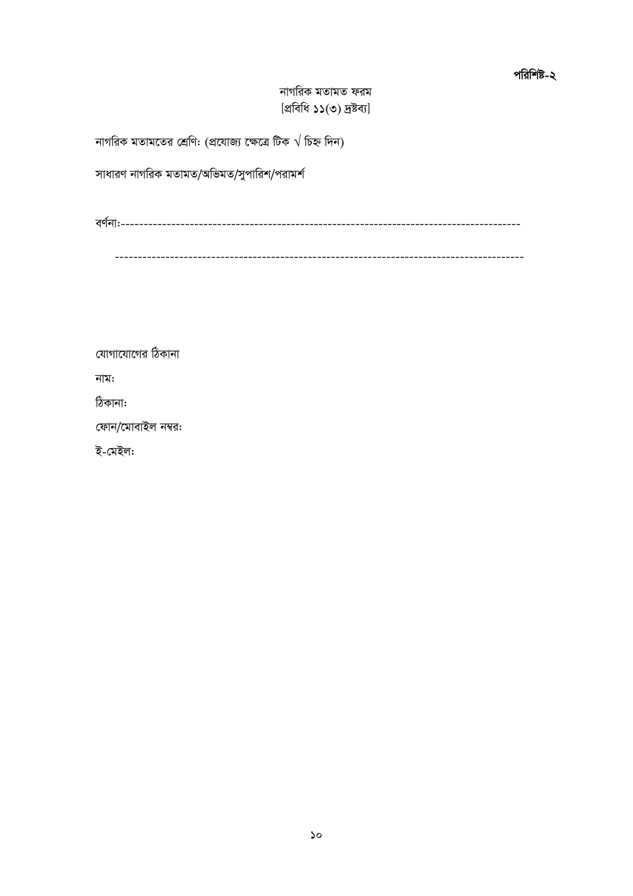**পরিশিষ্ট-২**

নাগরিক মতামত ফরম
[প্রবিধি ১১(৩) দ্রষ্টব্য]

নাগরিক মতামতের শ্রেণি: (প্রযোজ্য ক্ষেত্রে টিক √ চিহ্ন দিন)

সাধারণ নাগরিক মতামত/অভিমত/সুপারিশ/পরামর্শ

বর্ণনা:------------------------------------------------------------------------------------------

------------------------------------------------------------------------------------------

যোগাযোগের ঠিকানা

নাম:

ঠিকানা:

ফোন/মোবাইল নম্বর:

ই-মেইল: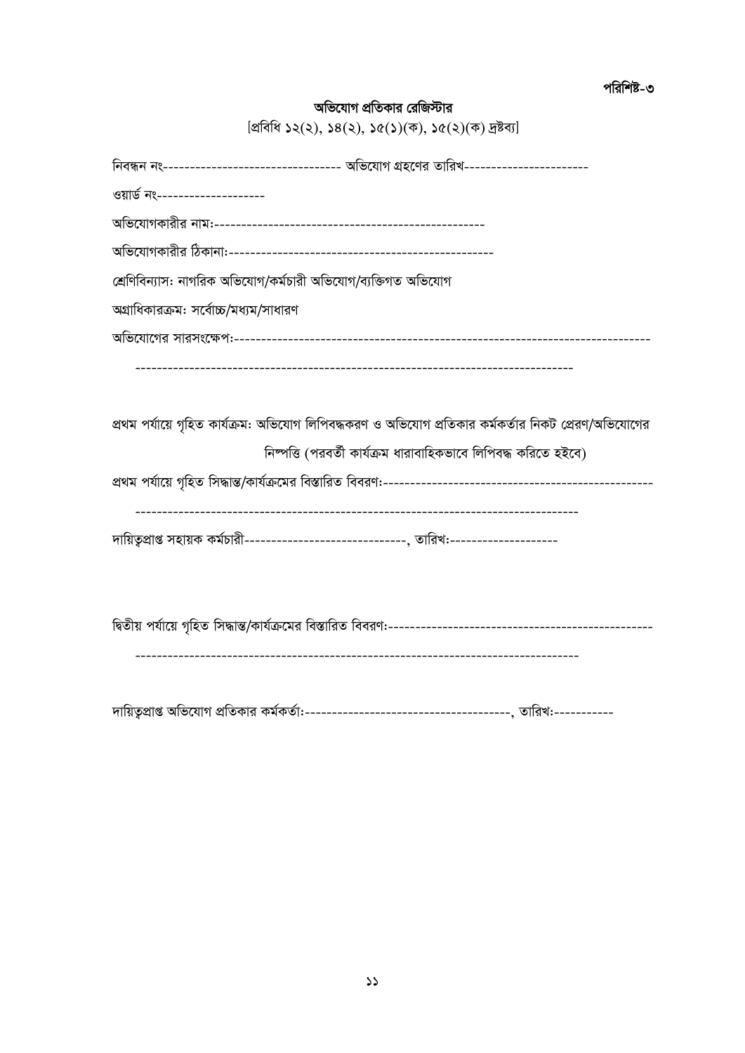**পরিশিষ্ট-৩**

## অভিযোগ প্রতিকার রেজিস্টার

[প্রবিধি ১২(২), ১৪(২), ১৫(১)(ক), ১৫(২)(ক) দ্রষ্টব্য]

নিবন্ধন নং---------------------------------- অভিযোগ গ্রহণের তারিখ-----------------------

ওয়ার্ড নং--------------------

অভিযোগকারীর নাম:--------------------------------------------------

অভিযোগকারীর ঠিকানা:-------------------------------------------------

শ্রেণিবিন্যাস: নাগরিক অভিযোগ/কর্মচারী অভিযোগ/ব্যক্তিগত অভিযোগ

অগ্রাধিকারক্রম: সর্বোচ্চ/মধ্যম/সাধারণ

অভিযোগের সারসংক্ষেপ:-----------------------------------------------------------------------------

--------------------------------------------------------------------------------

প্রথম পর্যায়ে গৃহিত কার্যক্রম: অভিযোগ লিপিবদ্ধকরণ ও অভিযোগ প্রতিকার কর্মকর্তার নিকট প্রেরণ/অভিযোগের নিষ্পত্তি (পরবর্তী কার্যক্রম ধারাবাহিকভাবে লিপিবদ্ধ করিতে হইবে)

প্রথম পর্যায়ে গৃহিত সিদ্ধান্ত/কার্যক্রমের বিস্তারিত বিবরণ:---------------------------------------------------

--------------------------------------------------------------------------------

দায়িত্বপ্রাপ্ত সহায়ক কর্মচারী------------------------------, তারিখ:---------------------

দ্বিতীয় পর্যায়ে গৃহিত সিদ্ধান্ত/কার্যক্রমের বিস্তারিত বিবরণ:-------------------------------------------------

--------------------------------------------------------------------------------

দায়িত্বপ্রাপ্ত অভিযোগ প্রতিকার কর্মকর্তা:---------------------------------------, তারিখ:-----------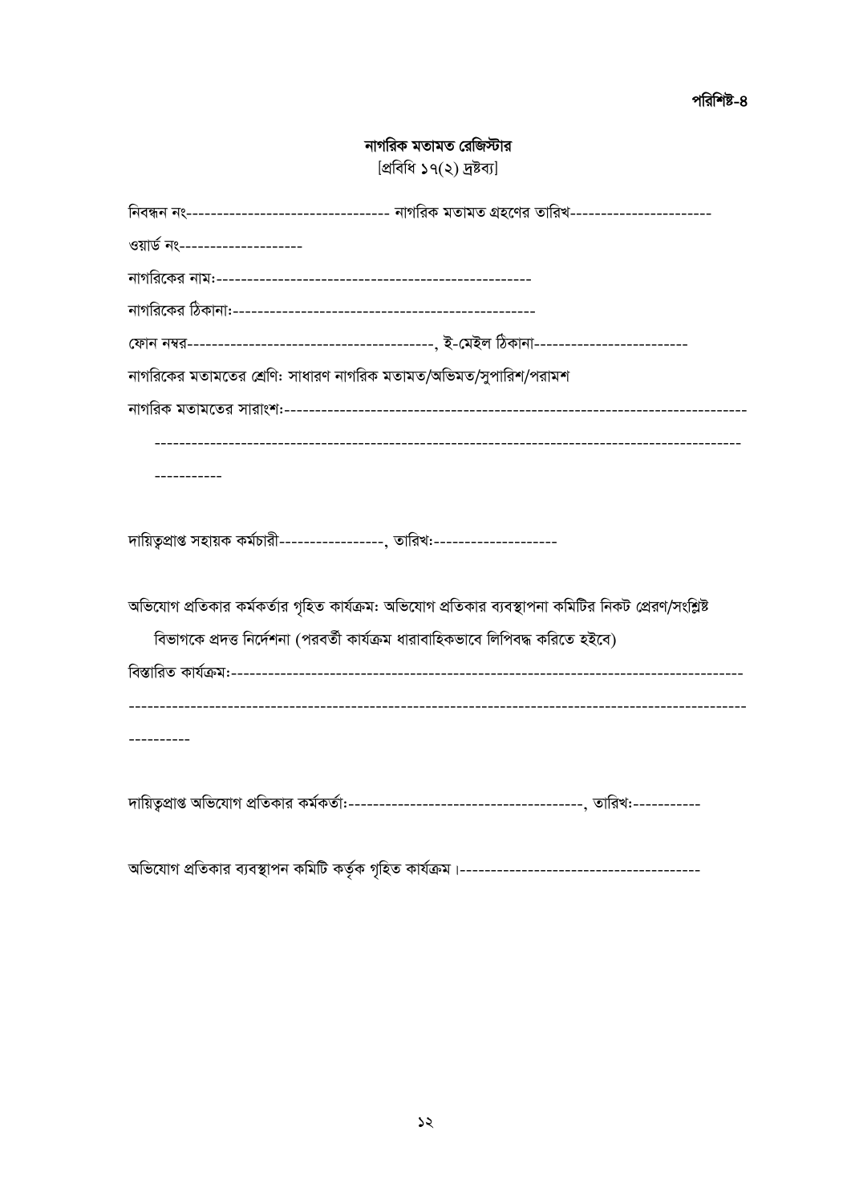**পরিশিষ্ট-৪**

**নাগরিক মতামত রেজিস্টার**

[প্রবিধি ১৭(২) দ্রষ্টব্য]

নিবন্ধন নং--------------------------------- নাগরিক মতামত গ্রহণের তারিখ-----------------------

ওয়ার্ড নং--------------------

নাগরিকের নাম:---------------------------------------------------

নাগরিকের ঠিকানা:-------------------------------------------------

ফোন নম্বর----------------------------------------, ই-মেইল ঠিকানা-------------------------

নাগরিকের মতামতের শ্রেণি: সাধারণ নাগরিক মতামত/অভিমত/সুপারিশ/পরামশ

নাগরিক মতামতের সারাংশ:--------------------------------------------------------------------------

----------------------------------------------------------------------------------------------

-----------

দায়িত্বপ্রাপ্ত সহায়ক কর্মচারী-----------------, তারিখ:--------------------

অভিযোগ প্রতিকার কর্মকর্তার গৃহিত কার্যক্রম: অভিযোগ প্রতিকার ব্যবস্থাপনা কমিটির নিকট প্রেরণ/সংশ্লিষ্ট বিভাগকে প্রদত্ত নির্দেশনা (পরবর্তী কার্যক্রম ধারাবাহিকভাবে লিপিবদ্ধ করিতে হইবে)

বিস্তারিত কার্যক্রম:-----------------------------------------------------------------------------------

----------------------------------------------------------------------------------------------------

----------

দায়িত্বপ্রাপ্ত অভিযোগ প্রতিকার কর্মকর্তা:--------------------------------------, তারিখ:-----------

অভিযোগ প্রতিকার ব্যবস্থাপন কমিটি কর্তৃক গৃহিত কার্যক্রম।---------------------------------------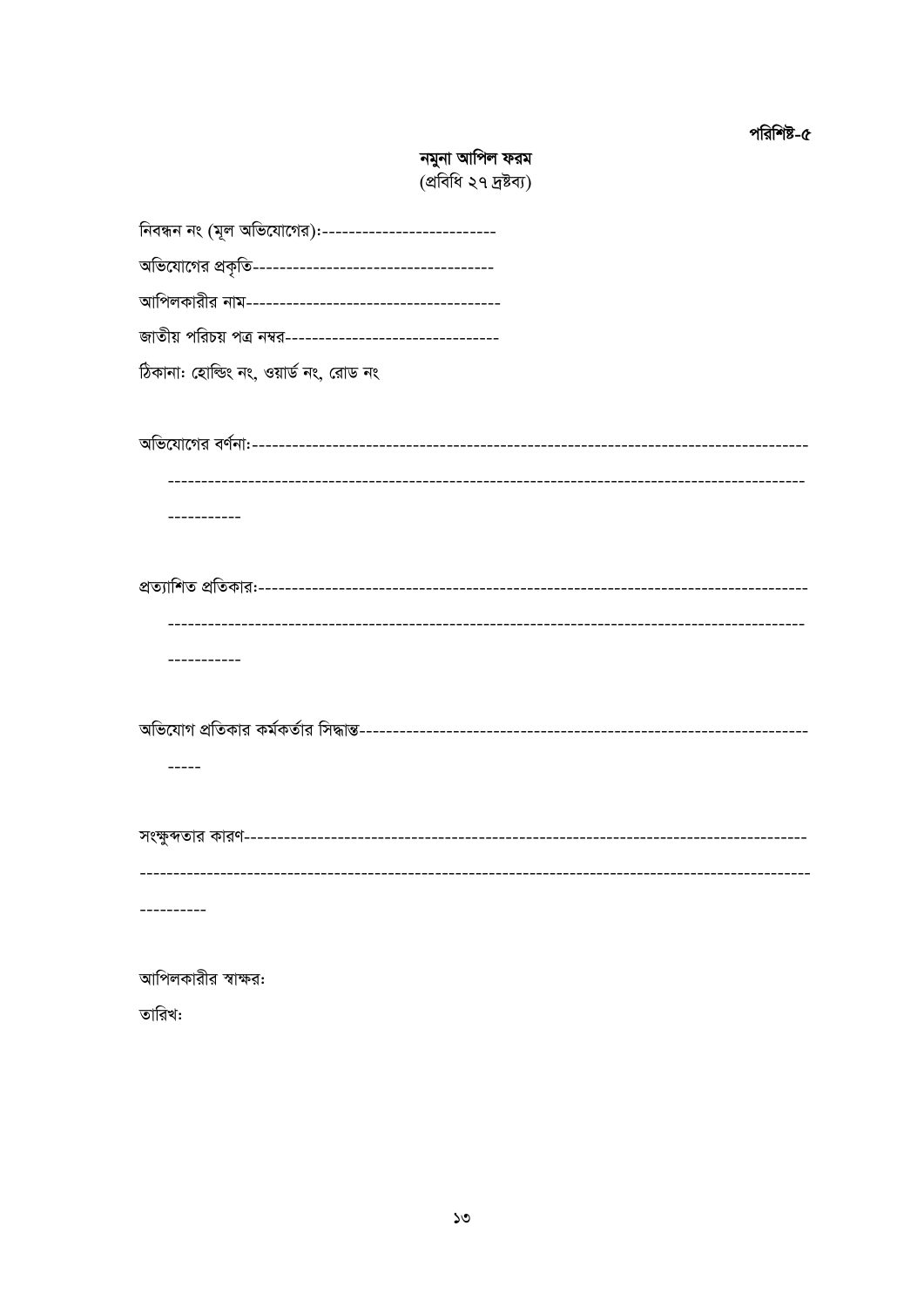পরিশিষ্ট-৫

## নমুনা আপিল ফরম

(প্রবিধি ২৭ দ্রষ্টব্য)

নিবন্ধন নং (মূল অভিযোগের):--------------------------

অভিযোগের প্রকৃতি------------------------------------

আপিলকারীর নাম--------------------------------------

জাতীয় পরিচয় পত্র নম্বর--------------------------------

ঠিকানা: হোল্ডিং নং, ওয়ার্ড নং, রোড নং

অভিযোগের বর্ণনা:-----------------------------------------------------------------------------------
-----------------------------------------------------------------------------------------------
-----------

প্রত্যাশিত প্রতিকার:----------------------------------------------------------------------------------
-----------------------------------------------------------------------------------------------
-----------

অভিযোগ প্রতিকার কর্মকর্তার সিদ্ধান্ত------------------------------------------------------------------
-----

সংক্ষুব্দতার কারণ-----------------------------------------------------------------------------------
--------------------------------------------------------------------------------------------------
----------

আপিলকারীর স্বাক্ষর:

তারিখ: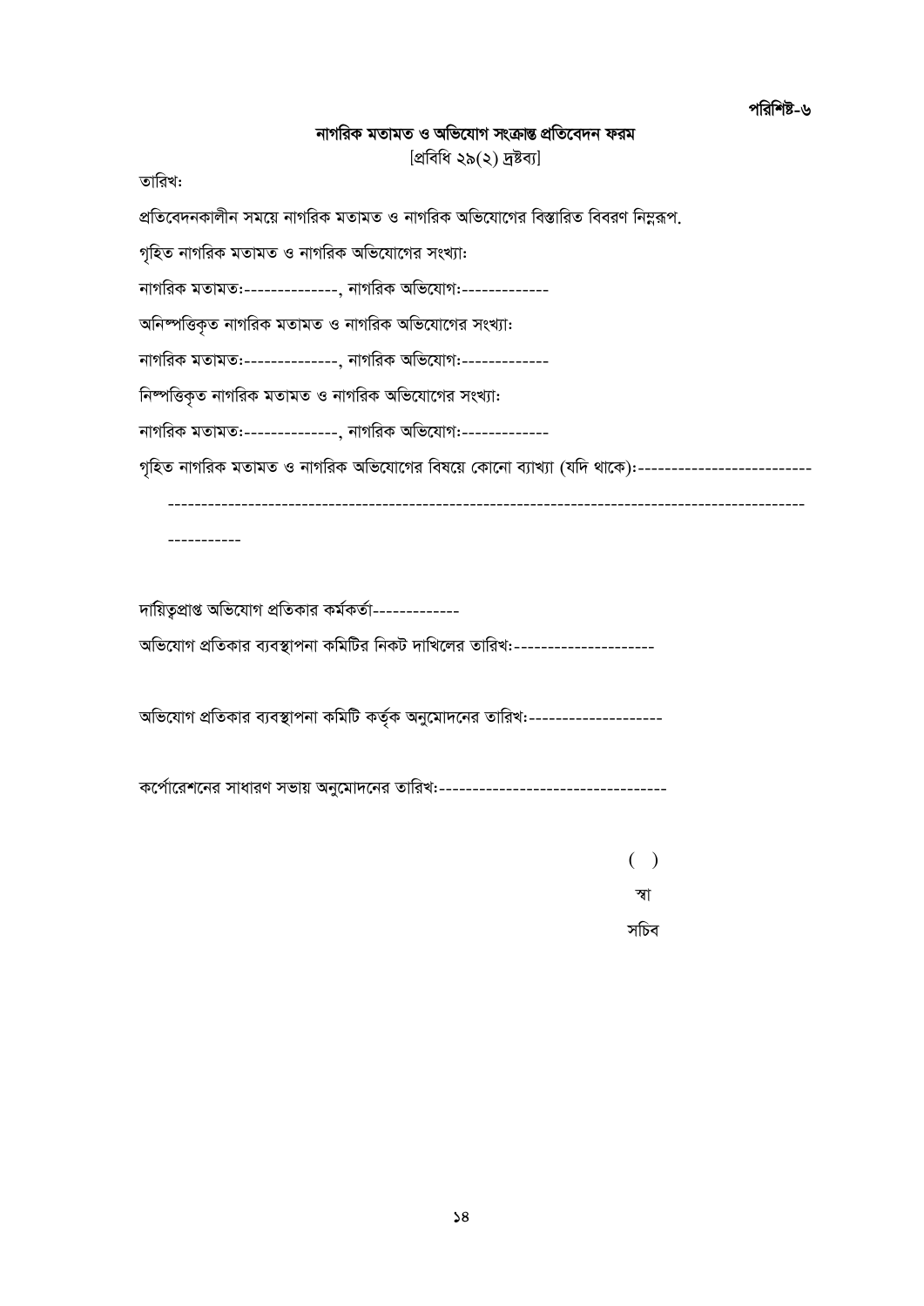**পরিশিষ্ট-৬**

## নাগরিক মতামত ও অভিযোগ সংক্রান্ত প্রতিবেদন ফরম

[প্রবিধি ২৯(২) দ্রষ্টব্য]

তারিখ:

প্রতিবেদনকালীন সময়ে নাগরিক মতামত ও নাগরিক অভিযোগের বিস্তারিত বিবরণ নিম্নরূপ.

গৃহিত নাগরিক মতামত ও নাগরিক অভিযোগের সংখ্যা:

নাগরিক মতামত:---------------, নাগরিক অভিযোগ:-------------

অনিষ্পত্তিকৃত নাগরিক মতামত ও নাগরিক অভিযোগের সংখ্যা:

নাগরিক মতামত:---------------, নাগরিক অভিযোগ:-------------

নিষ্পত্তিকৃত নাগরিক মতামত ও নাগরিক অভিযোগের সংখ্যা:

নাগরিক মতামত:---------------, নাগরিক অভিযোগ:-------------

গৃহিত নাগরিক মতামত ও নাগরিক অভিযোগের বিষয়ে কোনো ব্যাখ্যা (যদি থাকে):--------------------------

------------------------------------------------------------------------------------------------

-----------

দায়িত্বপ্রাপ্ত অভিযোগ প্রতিকার কর্মকর্তা-------------

অভিযোগ প্রতিকার ব্যবস্থাপনা কমিটির নিকট দাখিলের তারিখ:---------------------

অভিযোগ প্রতিকার ব্যবস্থাপনা কমিটি কর্তৃক অনুমোদনের তারিখ:--------------------

কর্পোরেশনের সাধারণ সভায় অনুমোদনের তারিখ:----------------------------------

( )

স্বা

সচিব